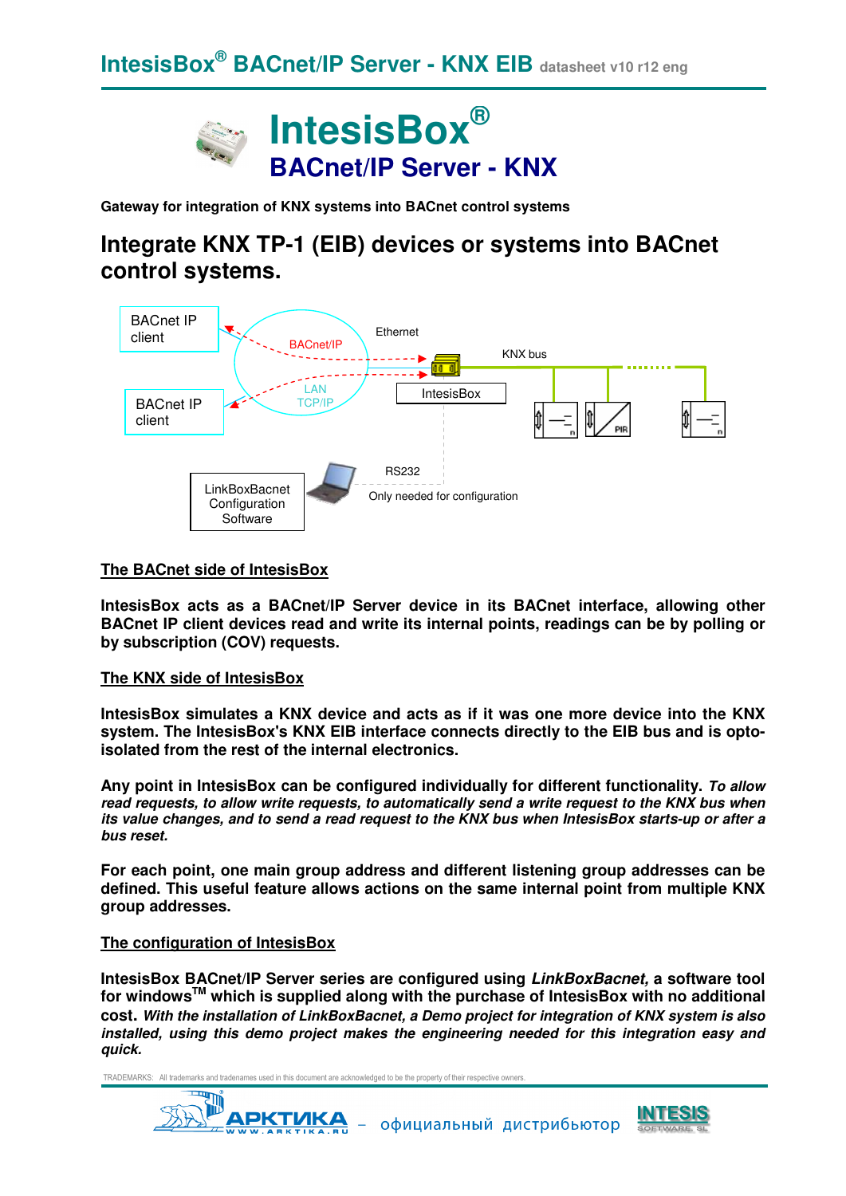# IntesisBox®

## BACnet/IP Server - KNX

**Gateway for integration of KNX systems into BACnet control systems**

# Integrate KNX TP-1 (EIB) devices or systems into BACnet control systems.

BACnet IP client

BACnet IP client

BACnet/IP

LAN TCP/IP

Ethernet

KNX bus

IntesisBox

RS232

Only needed for configuration

LinkBoxBacnet Configuration Software

## The BACnet side of IntesisBox

**IntesisBox acts as a BACnet/IP Server device in its BACnet interface, allowing other BACnet IP client devices read and write its internal points, readings can be by polling or by subscription (COV) requests.**

## The KNX side of IntesisBox

**IntesisBox simulates a KNX device and acts as if it was one more device into the KNX system. The IntesisBox's KNX EIB interface connects directly to the EIB bus and is opto-isolated from the rest of the internal electronics.**

**Any point in IntesisBox can be configured individually for different functionality.** ***To allow read requests, to allow write requests, to automatically send a write request to the KNX bus when its value changes, and to send a read request to the KNX bus when IntesisBox starts-up or after a bus reset.***

**For each point, one main group address and different listening group addresses can be defined. This useful feature allows actions on the same internal point from multiple KNX group addresses.**

## The configuration of IntesisBox

**IntesisBox BACnet/IP Server series are configured using *LinkBoxBacnet*, a software tool for windows™ which is supplied along with the purchase of IntesisBox with no additional cost.** ***With the installation of LinkBoxBacnet, a Demo project for integration of KNX system is also installed, using this demo project makes the engineering needed for this integration easy and quick.***

TRADEMARKS: All trademarks and tradenames used in this document are acknowledged to be the property of their respective owners.

АРКТИКА WWW.ARKTIKA.RU – официальный дистрибьютор INTESIS SOFTWARE, SL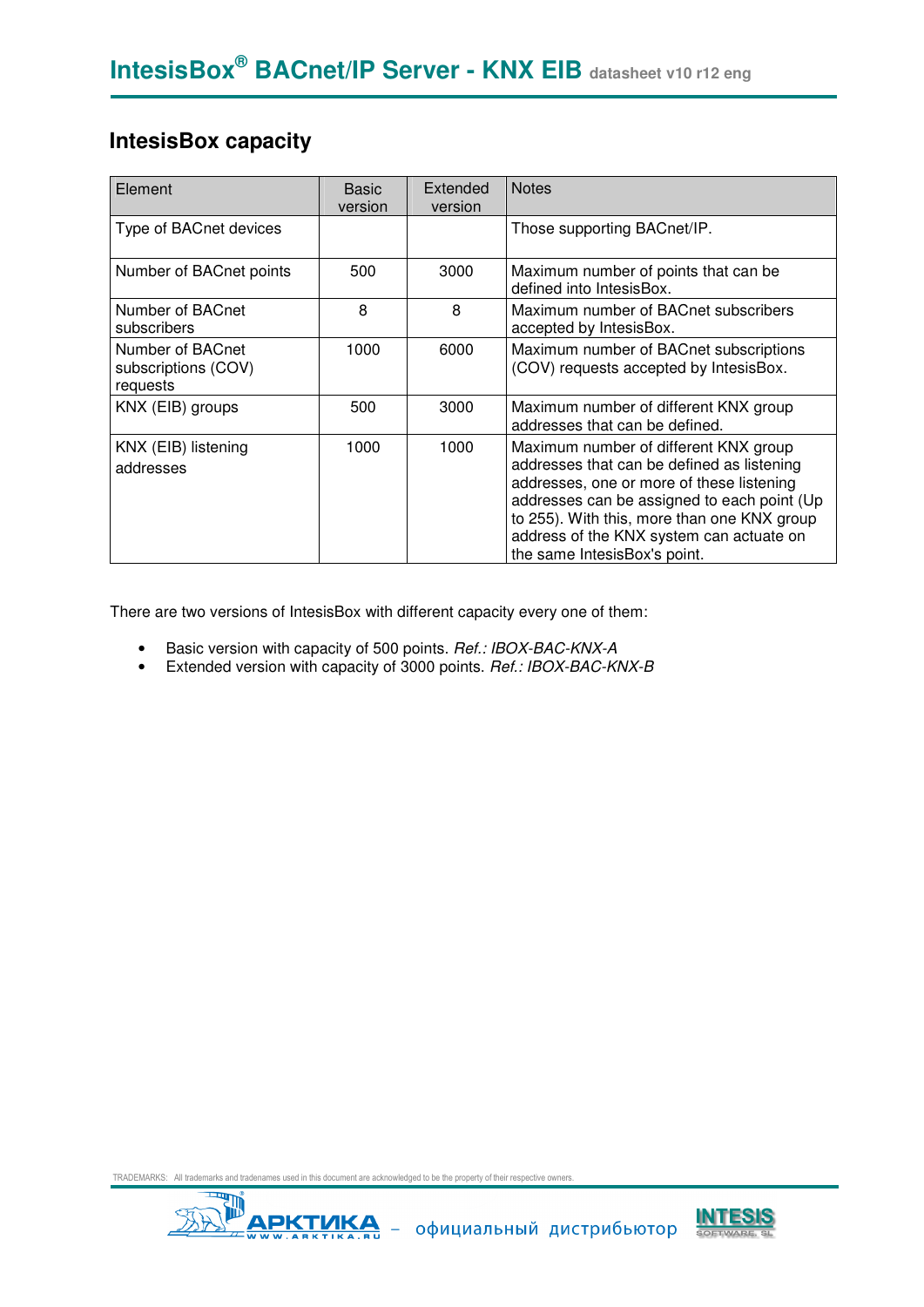## IntesisBox capacity

| Element | Basic version | Extended version | Notes |
|---|---|---|---|
| Type of BACnet devices | | | Those supporting BACnet/IP. |
| Number of BACnet points | 500 | 3000 | Maximum number of points that can be defined into IntesisBox. |
| Number of BACnet subscribers | 8 | 8 | Maximum number of BACnet subscribers accepted by IntesisBox. |
| Number of BACnet subscriptions (COV) requests | 1000 | 6000 | Maximum number of BACnet subscriptions (COV) requests accepted by IntesisBox. |
| KNX (EIB) groups | 500 | 3000 | Maximum number of different KNX group addresses that can be defined. |
| KNX (EIB) listening addresses | 1000 | 1000 | Maximum number of different KNX group addresses that can be defined as listening addresses, one or more of these listening addresses can be assigned to each point (Up to 255). With this, more than one KNX group address of the KNX system can actuate on the same IntesisBox's point. |

There are two versions of IntesisBox with different capacity every one of them:

- Basic version with capacity of 500 points. *Ref.: IBOX-BAC-KNX-A*
- Extended version with capacity of 3000 points. *Ref.: IBOX-BAC-KNX-B*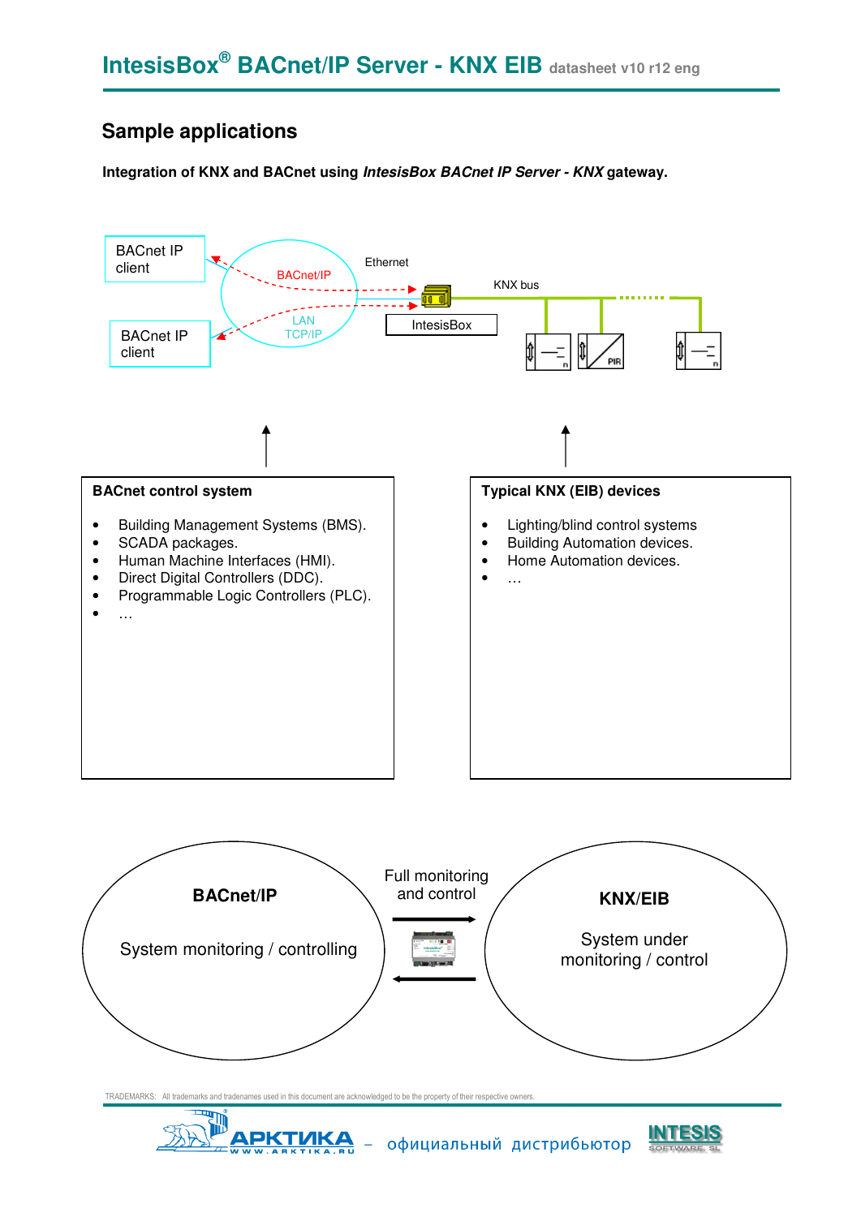## Sample applications

**Integration of KNX and BACnet using *IntesisBox BACnet IP Server - KNX* gateway.**

BACnet IP client

BACnet IP client

BACnet/IP

LAN TCP/IP

Ethernet

IntesisBox

KNX bus

**BACnet control system**

- Building Management Systems (BMS).
- SCADA packages.
- Human Machine Interfaces (HMI).
- Direct Digital Controllers (DDC).
- Programmable Logic Controllers (PLC).
- …

**Typical KNX (EIB) devices**

- Lighting/blind control systems
- Building Automation devices.
- Home Automation devices.
- …

**BACnet/IP**

System monitoring / controlling

Full monitoring and control

**KNX/EIB**

System under monitoring / control

TRADEMARKS: All trademarks and tradenames used in this document are acknowledged to be the property of their respective owners.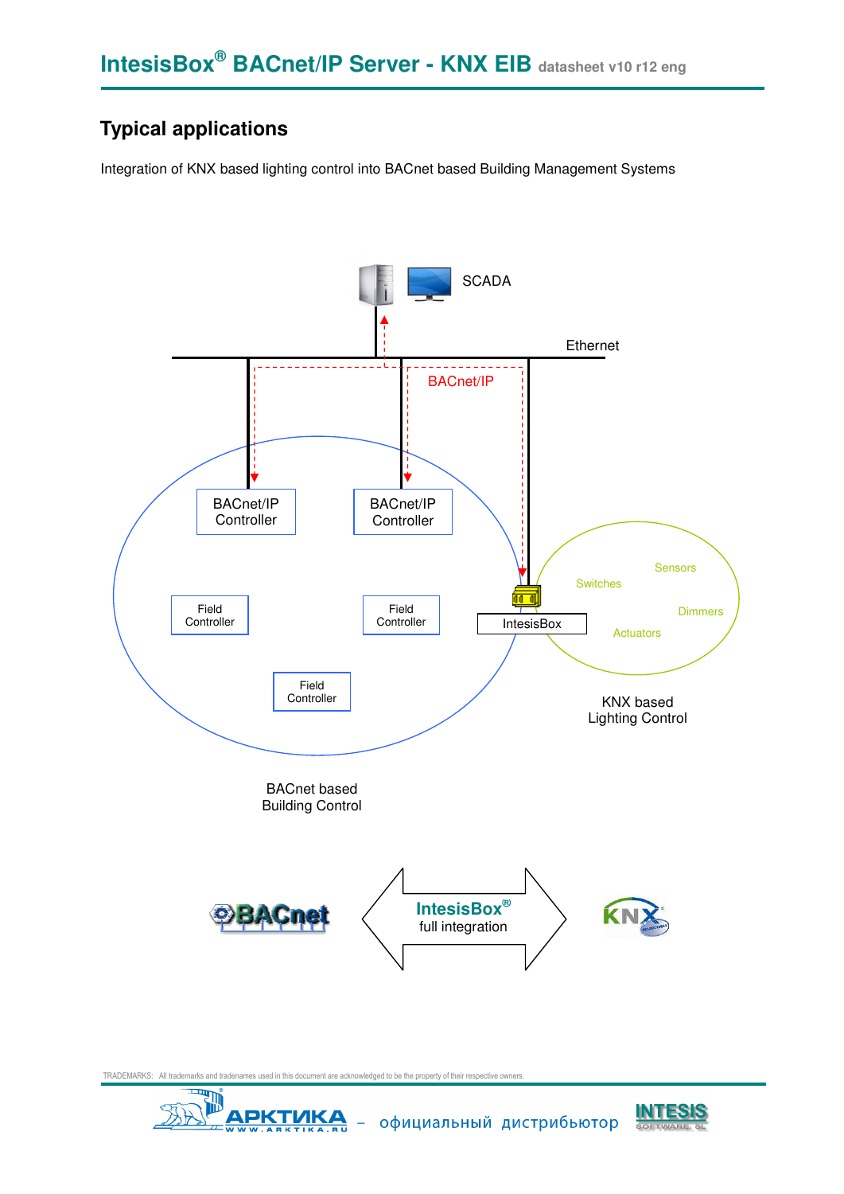## Typical applications

Integration of KNX based lighting control into BACnet based Building Management Systems

SCADA

Ethernet

BACnet/IP

BACnet/IP Controller

BACnet/IP Controller

Field Controller

Field Controller

Field Controller

IntesisBox

Sensors

Switches

Dimmers

Actuators

KNX based Lighting Control

BACnet based Building Control

IntesisBox® full integration

TRADEMARKS: All trademarks and tradenames used in this document are acknowledged to be the property of their respective owners.

АРКТИКА – официальный дистрибьютор INTESIS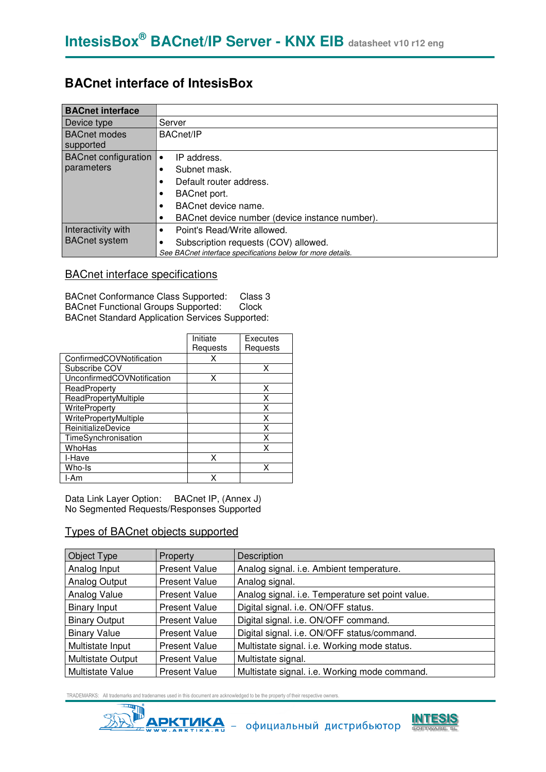## BACnet interface of IntesisBox

| BACnet interface | |
|---|---|
| Device type | Server |
| BACnet modes supported | BACnet/IP |
| BACnet configuration parameters | • IP address.<br>• Subnet mask.<br>• Default router address.<br>• BACnet port.<br>• BACnet device name.<br>• BACnet device number (device instance number). |
| Interactivity with BACnet system | • Point's Read/Write allowed.<br>• Subscription requests (COV) allowed.<br>*See BACnet interface specifications below for more details.* |

### BACnet interface specifications

BACnet Conformance Class Supported: Class 3
BACnet Functional Groups Supported: Clock
BACnet Standard Application Services Supported:

| | Initiate Requests | Executes Requests |
|---|---|---|
| ConfirmedCOVNotification | X | |
| Subscribe COV | | X |
| UnconfirmedCOVNotification | X | |
| ReadProperty | | X |
| ReadPropertyMultiple | | X |
| WriteProperty | | X |
| WritePropertyMultiple | | X |
| ReinitializeDevice | | X |
| TimeSynchronisation | | X |
| WhoHas | | X |
| I-Have | X | |
| Who-Is | | X |
| I-Am | X | |

Data Link Layer Option: BACnet IP, (Annex J)
No Segmented Requests/Responses Supported

### Types of BACnet objects supported

| Object Type | Property | Description |
|---|---|---|
| Analog Input | Present Value | Analog signal. i.e. Ambient temperature. |
| Analog Output | Present Value | Analog signal. |
| Analog Value | Present Value | Analog signal. i.e. Temperature set point value. |
| Binary Input | Present Value | Digital signal. i.e. ON/OFF status. |
| Binary Output | Present Value | Digital signal. i.e. ON/OFF command. |
| Binary Value | Present Value | Digital signal. i.e. ON/OFF status/command. |
| Multistate Input | Present Value | Multistate signal. i.e. Working mode status. |
| Multistate Output | Present Value | Multistate signal. |
| Multistate Value | Present Value | Multistate signal. i.e. Working mode command. |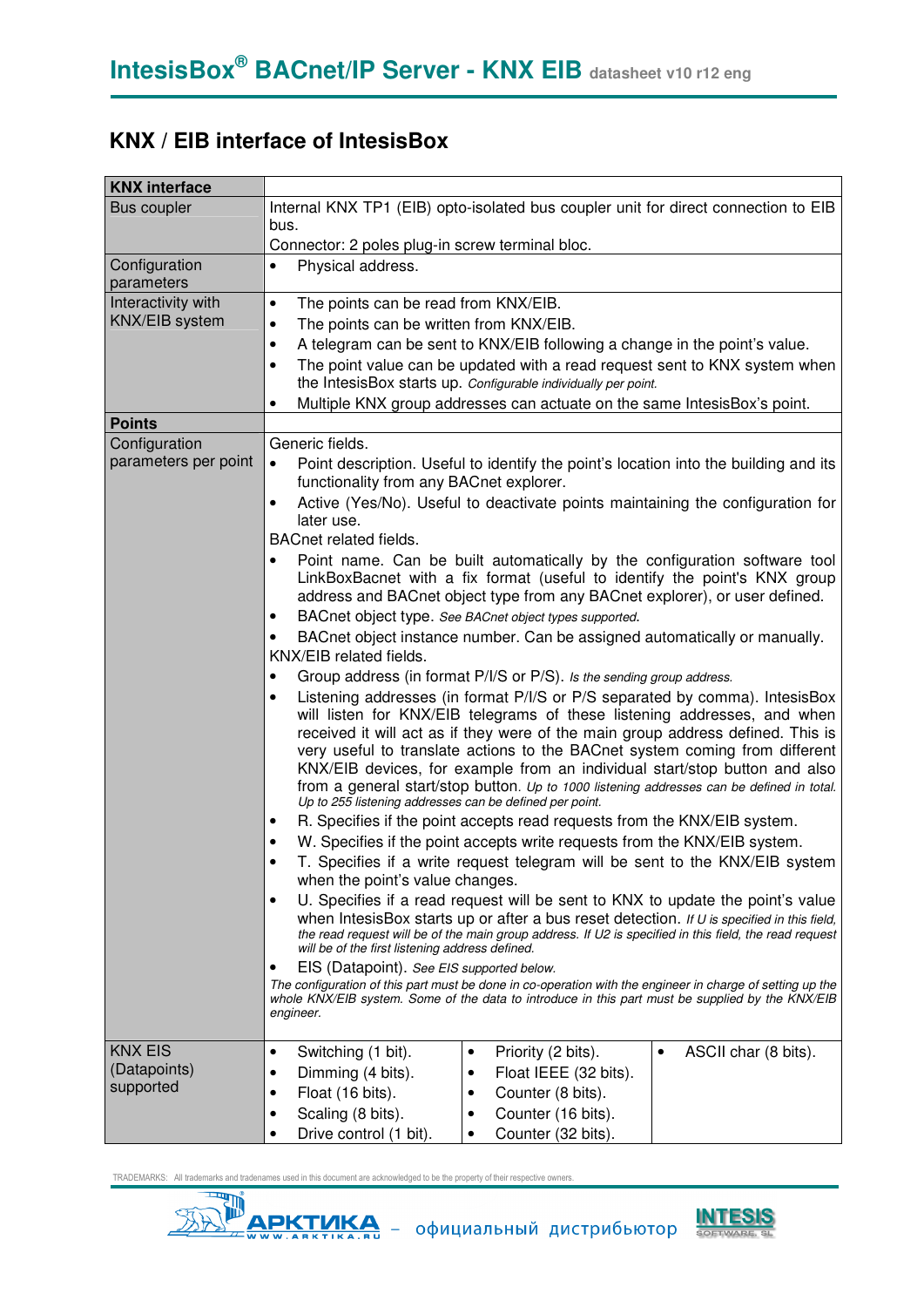## KNX / EIB interface of IntesisBox

| **KNX interface** | |
|---|---|
| Bus coupler | Internal KNX TP1 (EIB) opto-isolated bus coupler unit for direct connection to EIB bus.<br>Connector: 2 poles plug-in screw terminal bloc. |
| Configuration parameters | • Physical address. |
| Interactivity with KNX/EIB system | • The points can be read from KNX/EIB.<br>• The points can be written from KNX/EIB.<br>• A telegram can be sent to KNX/EIB following a change in the point's value.<br>• The point value can be updated with a read request sent to KNX system when the IntesisBox starts up. *Configurable individually per point.*<br>• Multiple KNX group addresses can actuate on the same IntesisBox's point. |
| **Points** | |
| Configuration parameters per point | Generic fields.<br>• Point description. Useful to identify the point's location into the building and its functionality from any BACnet explorer.<br>• Active (Yes/No). Useful to deactivate points maintaining the configuration for later use.<br>BACnet related fields.<br>• Point name. Can be built automatically by the configuration software tool LinkBoxBacnet with a fix format (useful to identify the point's KNX group address and BACnet object type from any BACnet explorer), or user defined.<br>• BACnet object type. *See BACnet object types supported.*<br>• BACnet object instance number. Can be assigned automatically or manually.<br>KNX/EIB related fields.<br>• Group address (in format P/I/S or P/S). *Is the sending group address.*<br>• Listening addresses (in format P/I/S or P/S separated by comma). IntesisBox will listen for KNX/EIB telegrams of these listening addresses, and when received it will act as if they were of the main group address defined. This is very useful to translate actions to the BACnet system coming from different KNX/EIB devices, for example from an individual start/stop button and also from a general start/stop button. *Up to 1000 listening addresses can be defined in total. Up to 255 listening addresses can be defined per point.*<br>• R. Specifies if the point accepts read requests from the KNX/EIB system.<br>• W. Specifies if the point accepts write requests from the KNX/EIB system.<br>• T. Specifies if a write request telegram will be sent to the KNX/EIB system when the point's value changes.<br>• U. Specifies if a read request will be sent to KNX to update the point's value when IntesisBox starts up or after a bus reset detection. *If U is specified in this field, the read request will be of the main group address. If U2 is specified in this field, the read request will be of the first listening address defined.*<br>• EIS (Datapoint). *See EIS supported below.*<br>*The configuration of this part must be done in co-operation with the engineer in charge of setting up the whole KNX/EIB system. Some of the data to introduce in this part must be supplied by the KNX/EIB engineer.* |
| KNX EIS (Datapoints) supported | • Switching (1 bit).<br>• Dimming (4 bits).<br>• Float (16 bits).<br>• Scaling (8 bits).<br>• Drive control (1 bit).<br>• Priority (2 bits).<br>• Float IEEE (32 bits).<br>• Counter (8 bits).<br>• Counter (16 bits).<br>• Counter (32 bits).<br>• ASCII char (8 bits). |

TRADEMARKS: All trademarks and tradenames used in this document are acknowledged to be the property of their respective owners.

АРКТИКА WWW.ARKTIKA.RU – официальный дистрибьютор INTESIS SOFTWARE, SL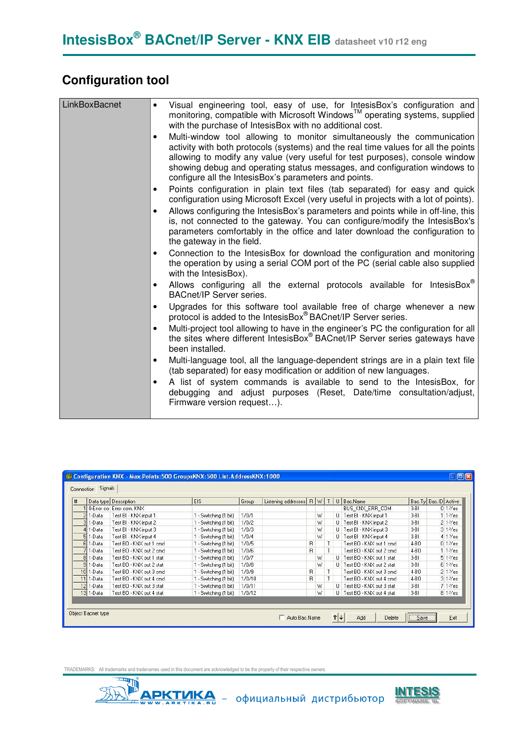## Configuration tool

| LinkBoxBacnet | • Visual engineering tool, easy of use, for IntesisBox's configuration and monitoring, compatible with Microsoft Windows™ operating systems, supplied with the purchase of IntesisBox with no additional cost.<br>• Multi-window tool allowing to monitor simultaneously the communication activity with both protocols (systems) and the real time values for all the points allowing to modify any value (very useful for test purposes), console window showing debug and operating status messages, and configuration windows to configure all the IntesisBox's parameters and points.<br>• Points configuration in plain text files (tab separated) for easy and quick configuration using Microsoft Excel (very useful in projects with a lot of points).<br>• Allows configuring the IntesisBox's parameters and points while in off-line, this is, not connected to the gateway. You can configure/modify the IntesisBox's parameters comfortably in the office and later download the configuration to the gateway in the field.<br>• Connection to the IntesisBox for download the configuration and monitoring the operation by using a serial COM port of the PC (serial cable also supplied with the IntesisBox).<br>• Allows configuring all the external protocols available for IntesisBox® BACnet/IP Server series.<br>• Upgrades for this software tool available free of charge whenever a new protocol is added to the IntesisBox® BACnet/IP Server series.<br>• Multi-project tool allowing to have in the engineer's PC the configuration for all the sites where different IntesisBox® BACnet/IP Server series gateways have been installed.<br>• Multi-language tool, all the language-dependent strings are in a plain text file (tab separated) for easy modification or addition of new languages.<br>• A list of system commands is available to send to the IntesisBox, for debugging and adjust purposes (Reset, Date/time consultation/adjust, Firmware version request…). |
|---|---|

**Configuration KNX - Max.Points:500 GroupsKNX:500 List.AddressKNX:1000**

Connection | Signals

| # | Data type | Description | EIS | Group | Listening addresses | R | W | T | U | Bac.Name | Bac.Ty | Bac.ID | Active |
|---|---|---|---|---|---|---|---|---|---|---|---|---|---|
| 1 | 0-Error co | Error com. KNX | | | | | | | | BUS_KNX_ERR_COM | 3-BI | 0 | 1-Yes |
| 2 | 1-Data | Test BI - KNX input 1 | 1 - Switching (1 bit) | 1/0/1 | | | W | | U | Test BI - KNX input 1 | 3-BI | 1 | 1-Yes |
| 3 | 1-Data | Test BI - KNX input 2 | 1 - Switching (1 bit) | 1/0/2 | | | W | | U | Test BI - KNX input 2 | 3-BI | 2 | 1-Yes |
| 4 | 1-Data | Test BI - KNX input 3 | 1 - Switching (1 bit) | 1/0/3 | | | W | | U | Test BI - KNX input 3 | 3-BI | 3 | 1-Yes |
| 5 | 1-Data | Test BI - KNX input 4 | 1 - Switching (1 bit) | 1/0/4 | | | W | | U | Test BI - KNX input 4 | 3-BI | 4 | 1-Yes |
| 6 | 1-Data | Test BO - KNX out 1 cmd | 1 - Switching (1 bit) | 1/0/5 | | R | | T | | Test BO - KNX out 1 cmd | 4-BO | 0 | 1-Yes |
| 7 | 1-Data | Test BO - KNX out 2 cmd | 1 - Switching (1 bit) | 1/0/6 | | R | | T | | Test BO - KNX out 2 cmd | 4-BO | 1 | 1-Yes |
| 8 | 1-Data | Test BO - KNX out 1 stat | 1 - Switching (1 bit) | 1/0/7 | | | W | | U | Test BO - KNX out 1 stat | 3-BI | 5 | 1-Yes |
| 9 | 1-Data | Test BO - KNX out 2 stat | 1 - Switching (1 bit) | 1/0/8 | | | W | | U | Test BO - KNX out 2 stat | 3-BI | 6 | 1-Yes |
| 10 | 1-Data | Test BO - KNX out 3 cmd | 1 - Switching (1 bit) | 1/0/9 | | R | | T | | Test BO - KNX out 3 cmd | 4-BO | 2 | 1-Yes |
| 11 | 1-Data | Test BO - KNX out 4 cmd | 1 - Switching (1 bit) | 1/0/10 | | R | | T | | Test BO - KNX out 4 cmd | 4-BO | 3 | 1-Yes |
| 12 | 1-Data | Test BO - KNX out 3 stat | 1 - Switching (1 bit) | 1/0/11 | | | W | | U | Test BO - KNX out 3 stat | 3-BI | 7 | 1-Yes |
| 13 | 1-Data | Test BO - KNX out 4 stat | 1 - Switching (1 bit) | 1/0/12 | | | W | | U | Test BO - KNX out 4 stat | 3-BI | 8 | 1-Yes |

Object Bacnet type — Auto Bac.Name — Add — Delete — Save — Exit

TRADEMARKS: All trademarks and tradenames used in this document are acknowledged to be the property of their respective owners.

АРКТИКА WWW.ARKTIKA.RU – официальный дистрибьютор INTESIS SOFTWARE, SL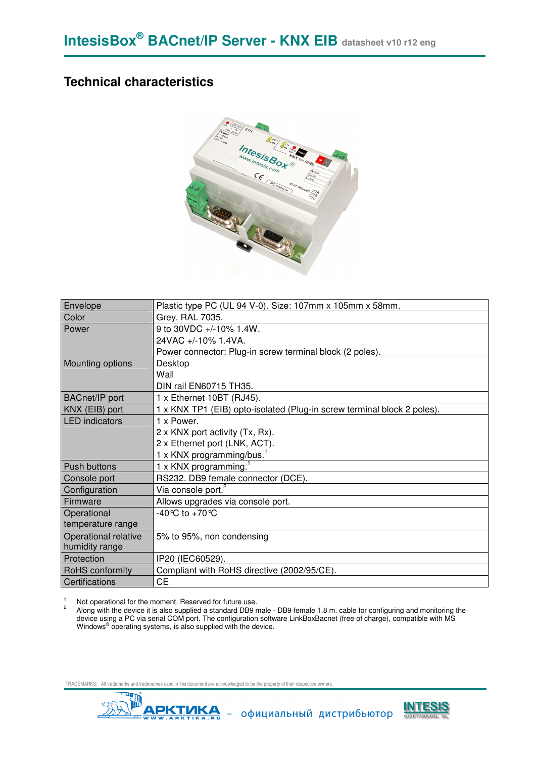## Technical characteristics

| | |
|---|---|
| Envelope | Plastic type PC (UL 94 V-0). Size: 107mm x 105mm x 58mm. |
| Color | Grey. RAL 7035. |
| Power | 9 to 30VDC +/-10% 1.4W.<br>24VAC +/-10% 1.4VA.<br>Power connector: Plug-in screw terminal block (2 poles). |
| Mounting options | Desktop<br>Wall<br>DIN rail EN60715 TH35. |
| BACnet/IP port | 1 x Ethernet 10BT (RJ45). |
| KNX (EIB) port | 1 x KNX TP1 (EIB) opto-isolated (Plug-in screw terminal block 2 poles). |
| LED indicators | 1 x Power.<br>2 x KNX port activity (Tx, Rx).<br>2 x Ethernet port (LNK, ACT).<br>1 x KNX programming/bus.[1] |
| Push buttons | 1 x KNX programming.[1] |
| Console port | RS232. DB9 female connector (DCE). |
| Configuration | Via console port.[2] |
| Firmware | Allows upgrades via console port. |
| Operational temperature range | -40°C to +70°C |
| Operational relative humidity range | 5% to 95%, non condensing |
| Protection | IP20 (IEC60529). |
| RoHS conformity | Compliant with RoHS directive (2002/95/CE). |
| Certifications | CE |

[1] Not operational for the moment. Reserved for future use.
[2] Along with the device it is also supplied a standard DB9 male - DB9 female 1.8 m. cable for configuring and monitoring the device using a PC via serial COM port. The configuration software LinkBoxBacnet (free of charge), compatible with MS Windows® operating systems, is also supplied with the device.

TRADEMARKS: All trademarks and tradenames used in this document are acknowledged to be the property of their respective owners.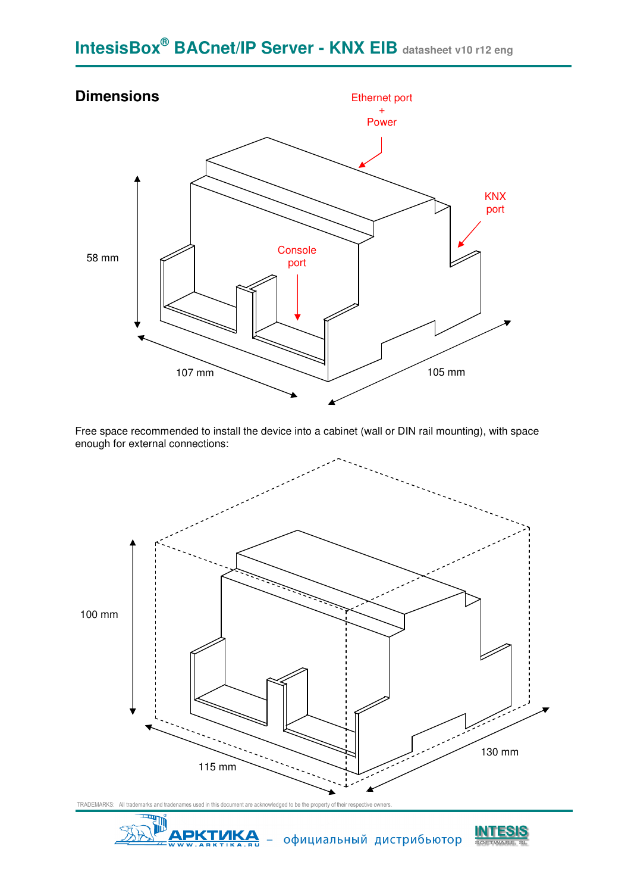## Dimensions

Ethernet port
+
Power

KNX
port

Console
port

58 mm

107 mm

105 mm

Free space recommended to install the device into a cabinet (wall or DIN rail mounting), with space enough for external connections:

100 mm

115 mm

130 mm

TRADEMARKS: All trademarks and tradenames used in this document are acknowledged to be the property of their respective owners.